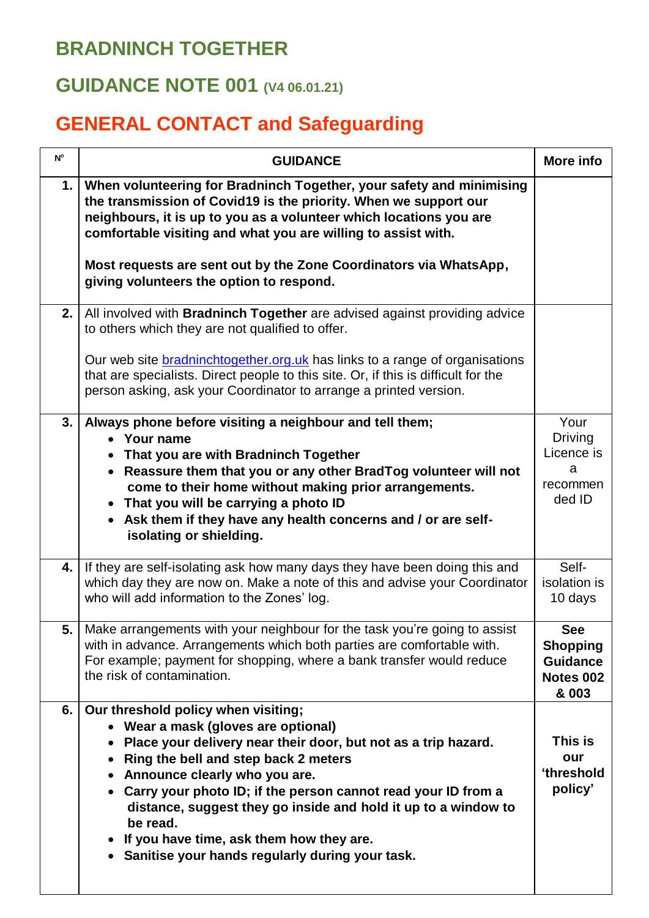# BRADNINCH TOGETHER

## GUIDANCE NOTE 001 (V4 06.01.21)

## GENERAL CONTACT and Safeguarding

| Nº | GUIDANCE | More info |
|---|---|---|
| 1. | **When volunteering for Bradninch Together, your safety and minimising the transmission of Covid19 is the priority. When we support our neighbours, it is up to you as a volunteer which locations you are comfortable visiting and what you are willing to assist with.**<br><br>**Most requests are sent out by the Zone Coordinators via WhatsApp, giving volunteers the option to respond.** | |
| 2. | All involved with **Bradninch Together** are advised against providing advice to others which they are not qualified to offer.<br><br>Our web site [bradninchtogether.org.uk](bradninchtogether.org.uk) has links to a range of organisations that are specialists. Direct people to this site. Or, if this is difficult for the person asking, ask your Coordinator to arrange a printed version. | |
| 3. | **Always phone before visiting a neighbour and tell them;**<br>• **Your name**<br>• **That you are with Bradninch Together**<br>• **Reassure them that you or any other BradTog volunteer will not come to their home without making prior arrangements.**<br>• **That you will be carrying a photo ID**<br>• **Ask them if they have any health concerns and / or are self-isolating or shielding.** | Your Driving Licence is a recommended ID |
| 4. | If they are self-isolating ask how many days they have been doing this and which day they are now on. Make a note of this and advise your Coordinator who will add information to the Zones' log. | Self-isolation is 10 days |
| 5. | Make arrangements with your neighbour for the task you're going to assist with in advance. Arrangements which both parties are comfortable with. For example; payment for shopping, where a bank transfer would reduce the risk of contamination. | **See Shopping Guidance Notes 002 & 003** |
| 6. | **Our threshold policy when visiting;**<br>• **Wear a mask (gloves are optional)**<br>• **Place your delivery near their door, but not as a trip hazard.**<br>• **Ring the bell and step back 2 meters**<br>• **Announce clearly who you are.**<br>• **Carry your photo ID; if the person cannot read your ID from a distance, suggest they go inside and hold it up to a window to be read.**<br>• **If you have time, ask them how they are.**<br>• **Sanitise your hands regularly during your task.** | **This is our 'threshold policy'** |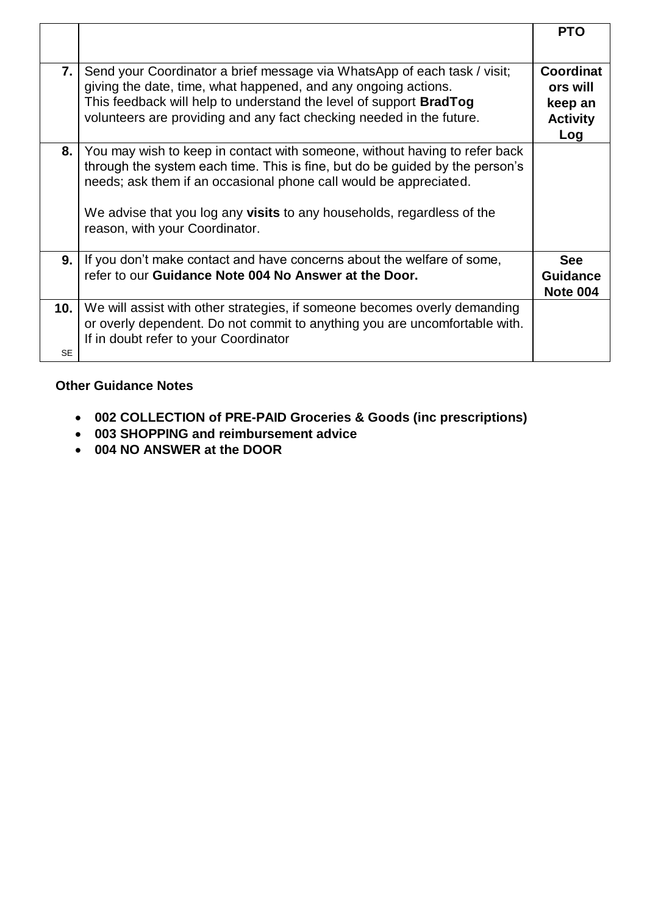| | | |
|---|---|---|
| | | **PTO** |
| **7.** | Send your Coordinator a brief message via WhatsApp of each task / visit; giving the date, time, what happened, and any ongoing actions. This feedback will help to understand the level of support **BradTog** volunteers are providing and any fact checking needed in the future. | **Coordinators will keep an Activity Log** |
| **8.** | You may wish to keep in contact with someone, without having to refer back through the system each time. This is fine, but do be guided by the person's needs; ask them if an occasional phone call would be appreciated.<br><br>We advise that you log any **visits** to any households, regardless of the reason, with your Coordinator. | |
| **9.** | If you don't make contact and have concerns about the welfare of some, refer to our **Guidance Note 004 No Answer at the Door.** | **See Guidance Note 004** |
| **10.**<br>SE | We will assist with other strategies, if someone becomes overly demanding or overly dependent. Do not commit to anything you are uncomfortable with. If in doubt refer to your Coordinator | |

**Other Guidance Notes**

- **002 COLLECTION of PRE-PAID Groceries & Goods (inc prescriptions)**
- **003 SHOPPING and reimbursement advice**
- **004 NO ANSWER at the DOOR**